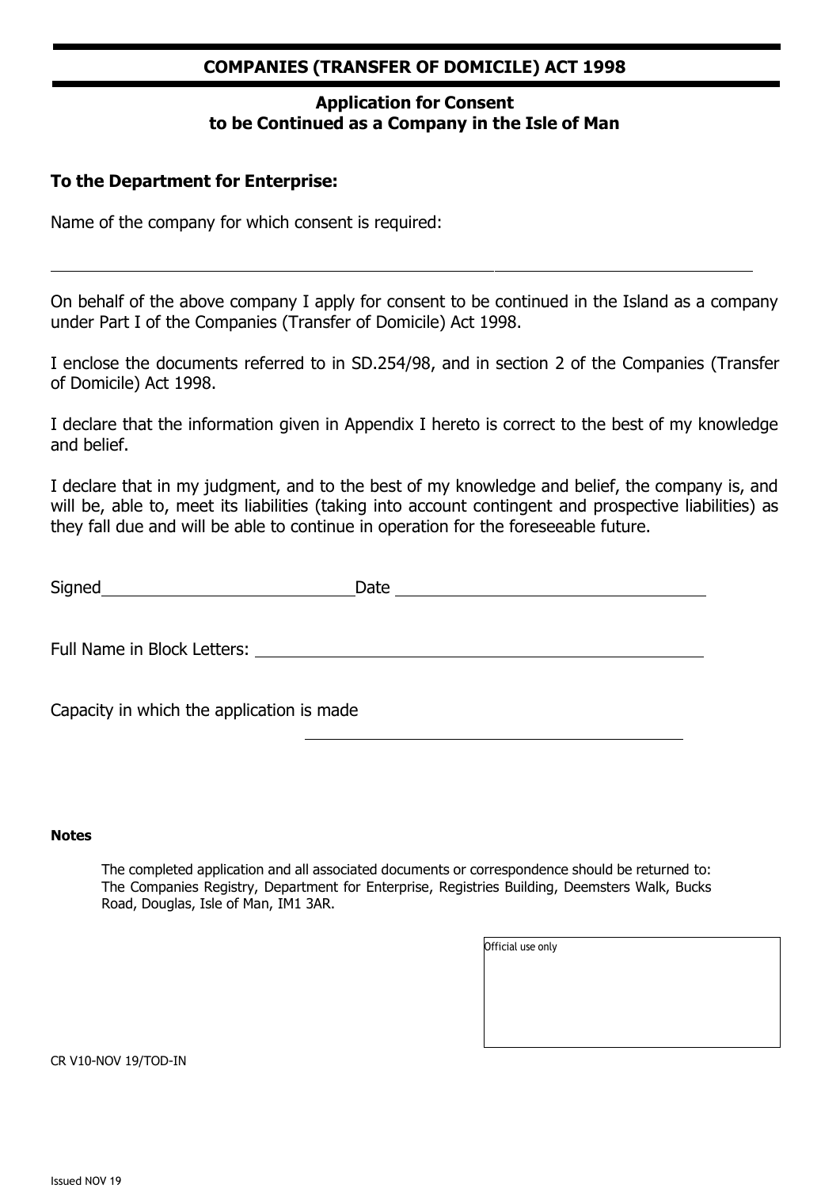## COMPANIES (TRANSFER OF DOMICILE) ACT 1998

### Application for Consent to be Continued as a Company in the Isle of Man

**To the Department for Enterprise:**

Name of the company for which consent is required:

\_\_\_\_\_\_\_\_\_\_\_\_\_\_\_\_\_\_\_\_\_\_\_\_\_\_\_\_\_\_\_\_\_\_\_\_\_\_\_\_\_\_\_\_\_\_\_\_\_\_\_\_\_\_\_\_\_\_

On behalf of the above company I apply for consent to be continued in the Island as a company under Part I of the Companies (Transfer of Domicile) Act 1998.

I enclose the documents referred to in SD.254/98, and in section 2 of the Companies (Transfer of Domicile) Act 1998.

I declare that the information given in Appendix I hereto is correct to the best of my knowledge and belief.

I declare that in my judgment, and to the best of my knowledge and belief, the company is, and will be, able to, meet its liabilities (taking into account contingent and prospective liabilities) as they fall due and will be able to continue in operation for the foreseeable future.

Signed\_\_\_\_\_\_\_\_\_\_\_\_\_\_\_\_\_\_\_\_\_\_\_\_\_\_\_\_ Date \_\_\_\_\_\_\_\_\_\_\_\_\_\_\_\_\_\_\_\_\_\_\_\_\_\_\_\_\_\_\_\_

Full Name in Block Letters: \_\_\_\_\_\_\_\_\_\_\_\_\_\_\_\_\_\_\_\_\_\_\_\_\_\_\_\_\_\_\_\_\_\_\_\_\_\_\_\_\_\_\_\_

Capacity in which the application is made

\_\_\_\_\_\_\_\_\_\_\_\_\_\_\_\_\_\_\_\_\_\_\_\_\_\_\_\_\_\_\_\_\_\_\_\_\_\_\_\_\_\_

**Notes**

The completed application and all associated documents or correspondence should be returned to: The Companies Registry, Department for Enterprise, Registries Building, Deemsters Walk, Bucks Road, Douglas, Isle of Man, IM1 3AR.

| Official use only |
| --- |
| |

CR V10-NOV 19/TOD-IN

Issued NOV 19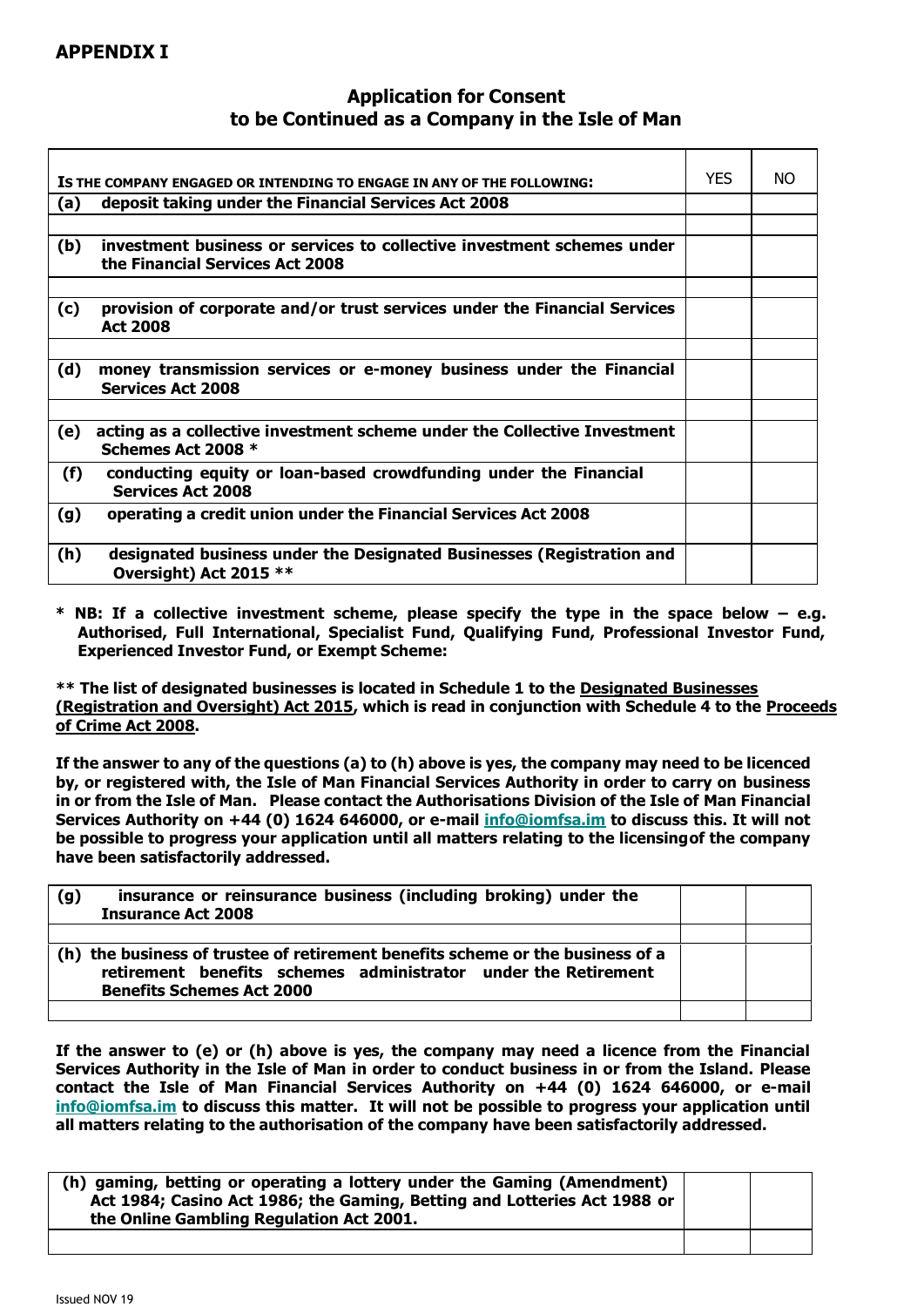## APPENDIX I

### Application for Consent to be Continued as a Company in the Isle of Man

| IS THE COMPANY ENGAGED OR INTENDING TO ENGAGE IN ANY OF THE FOLLOWING: | YES | NO |
|---|---|---|
| **(a) deposit taking under the Financial Services Act 2008** | | |
| | | |
| **(b) investment business or services to collective investment schemes under the Financial Services Act 2008** | | |
| | | |
| **(c) provision of corporate and/or trust services under the Financial Services Act 2008** | | |
| | | |
| **(d) money transmission services or e-money business under the Financial Services Act 2008** | | |
| | | |
| **(e) acting as a collective investment scheme under the Collective Investment Schemes Act 2008 *** | | |
| **(f) conducting equity or loan-based crowdfunding under the Financial Services Act 2008** | | |
| **(g) operating a credit union under the Financial Services Act 2008** | | |
| **(h) designated business under the Designated Businesses (Registration and Oversight) Act 2015 **** | | |

**\* NB: If a collective investment scheme, please specify the type in the space below – e.g. Authorised, Full International, Specialist Fund, Qualifying Fund, Professional Investor Fund, Experienced Investor Fund, or Exempt Scheme:**

**** The list of designated businesses is located in Schedule 1 to the Designated Businesses (Registration and Oversight) Act 2015, which is read in conjunction with Schedule 4 to the Proceeds of Crime Act 2008.**

**If the answer to any of the questions (a) to (h) above is yes, the company may need to be licenced by, or registered with, the Isle of Man Financial Services Authority in order to carry on business in or from the Isle of Man. Please contact the Authorisations Division of the Isle of Man Financial Services Authority on +44 (0) 1624 646000, or e-mail info@iomfsa.im to discuss this. It will not be possible to progress your application until all matters relating to the licensingof the company have been satisfactorily addressed.**

| | | |
|---|---|---|
| **(g) insurance or reinsurance business (including broking) under the Insurance Act 2008** | | |
| | | |
| **(h) the business of trustee of retirement benefits scheme or the business of a retirement benefits schemes administrator under the Retirement Benefits Schemes Act 2000** | | |
| | | |

**If the answer to (e) or (h) above is yes, the company may need a licence from the Financial Services Authority in the Isle of Man in order to conduct business in or from the Island. Please contact the Isle of Man Financial Services Authority on +44 (0) 1624 646000, or e-mail info@iomfsa.im to discuss this matter. It will not be possible to progress your application until all matters relating to the authorisation of the company have been satisfactorily addressed.**

| | | |
|---|---|---|
| **(h) gaming, betting or operating a lottery under the Gaming (Amendment) Act 1984; Casino Act 1986; the Gaming, Betting and Lotteries Act 1988 or the Online Gambling Regulation Act 2001.** | | |
| | | |

Issued NOV 19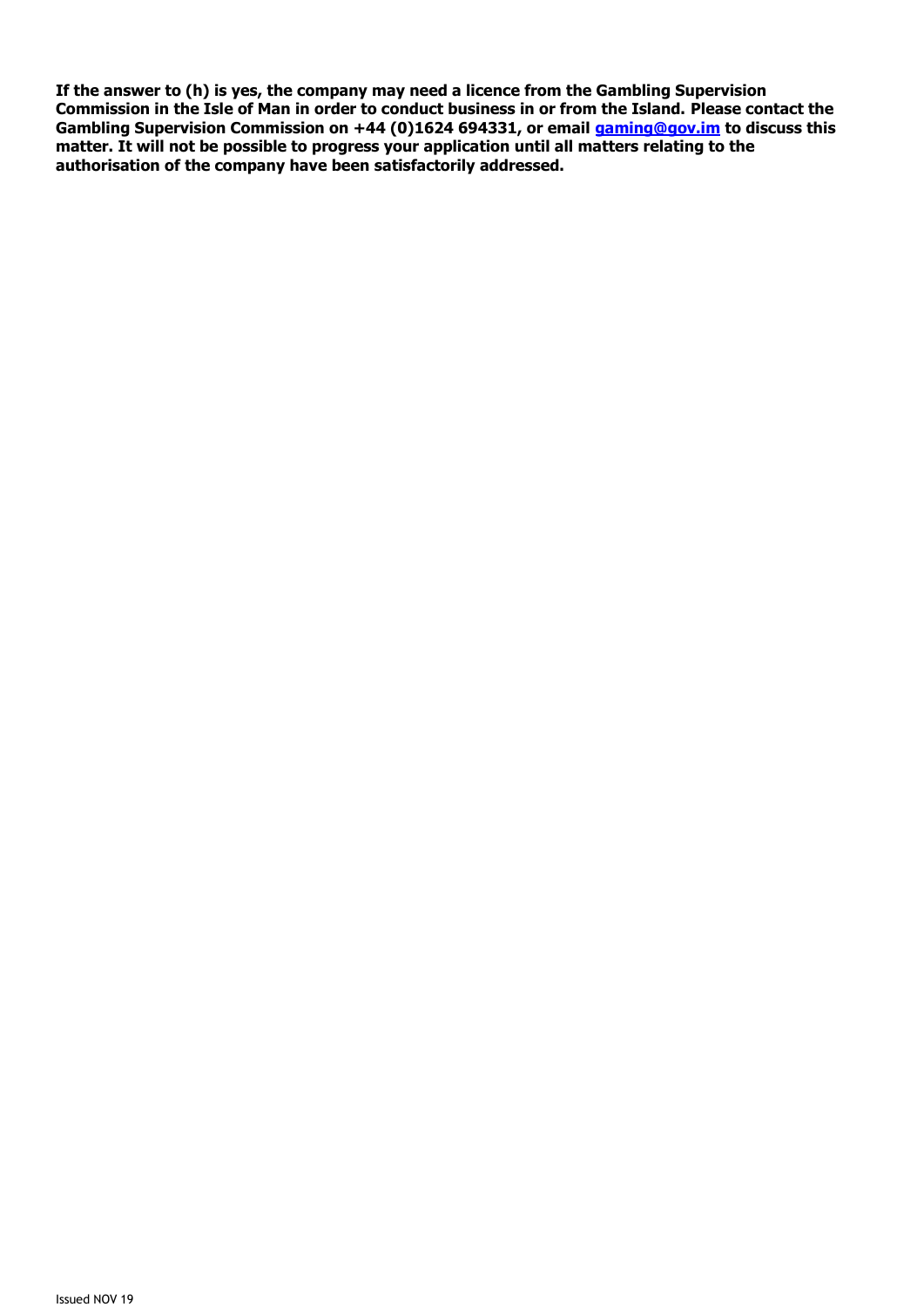**If the answer to (h) is yes, the company may need a licence from the Gambling Supervision Commission in the Isle of Man in order to conduct business in or from the Island. Please contact the Gambling Supervision Commission on +44 (0)1624 694331, or email [gaming@gov.im](mailto:gaming@gov.im) to discuss this matter. It will not be possible to progress your application until all matters relating to the authorisation of the company have been satisfactorily addressed.**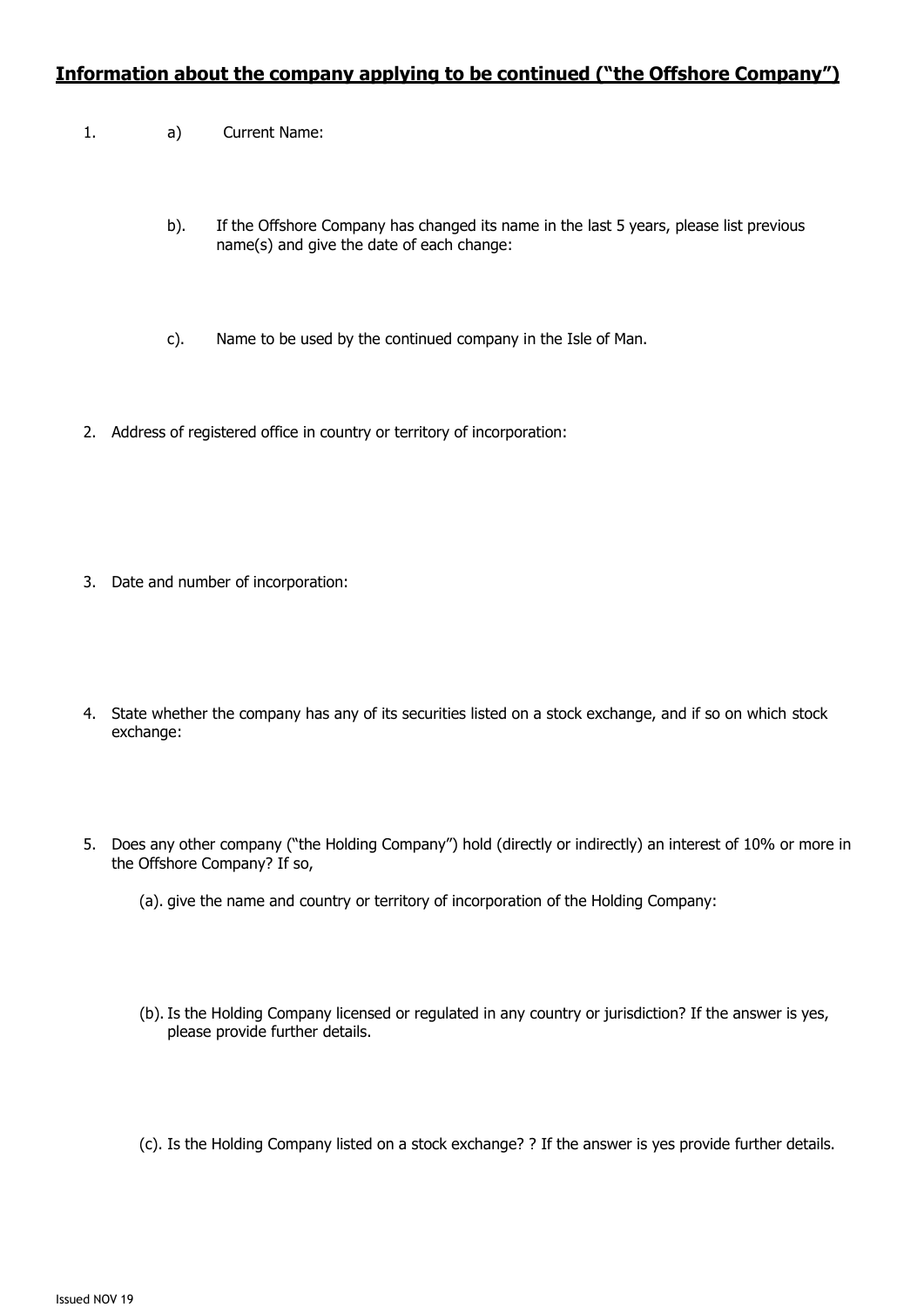## <u>Information about the company applying to be continued ("the Offshore Company")</u>

1. a) Current Name:

   b). If the Offshore Company has changed its name in the last 5 years, please list previous name(s) and give the date of each change:

   c). Name to be used by the continued company in the Isle of Man.

2. Address of registered office in country or territory of incorporation:

3. Date and number of incorporation:

4. State whether the company has any of its securities listed on a stock exchange, and if so on which stock exchange:

5. Does any other company ("the Holding Company") hold (directly or indirectly) an interest of 10% or more in the Offshore Company? If so,

   (a). give the name and country or territory of incorporation of the Holding Company:

   (b). Is the Holding Company licensed or regulated in any country or jurisdiction? If the answer is yes, please provide further details.

   (c). Is the Holding Company listed on a stock exchange? ? If the answer is yes provide further details.

Issued NOV 19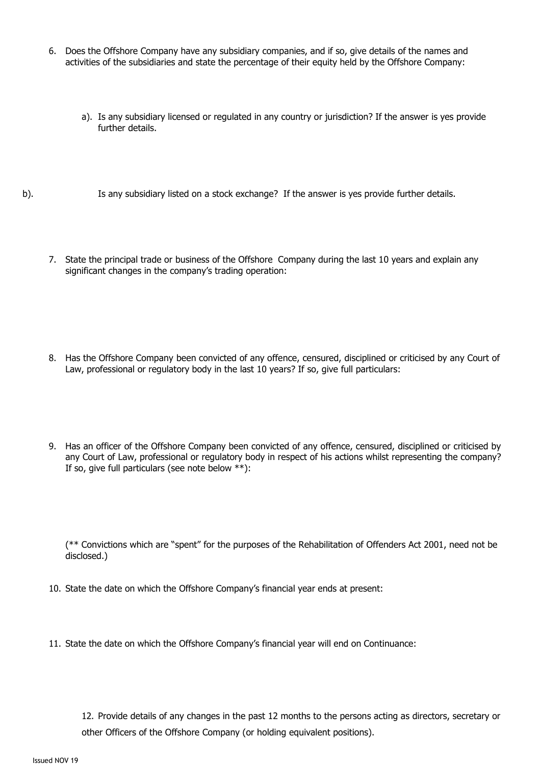6. Does the Offshore Company have any subsidiary companies, and if so, give details of the names and activities of the subsidiaries and state the percentage of their equity held by the Offshore Company:

   a). Is any subsidiary licensed or regulated in any country or jurisdiction? If the answer is yes provide further details.

   b). Is any subsidiary listed on a stock exchange? If the answer is yes provide further details.

7. State the principal trade or business of the Offshore Company during the last 10 years and explain any significant changes in the company's trading operation:

8. Has the Offshore Company been convicted of any offence, censured, disciplined or criticised by any Court of Law, professional or regulatory body in the last 10 years? If so, give full particulars:

9. Has an officer of the Offshore Company been convicted of any offence, censured, disciplined or criticised by any Court of Law, professional or regulatory body in respect of his actions whilst representing the company? If so, give full particulars (see note below **):

   (** Convictions which are "spent" for the purposes of the Rehabilitation of Offenders Act 2001, need not be disclosed.)

10. State the date on which the Offshore Company's financial year ends at present:

11. State the date on which the Offshore Company's financial year will end on Continuance:

12. Provide details of any changes in the past 12 months to the persons acting as directors, secretary or other Officers of the Offshore Company (or holding equivalent positions).

Issued NOV 19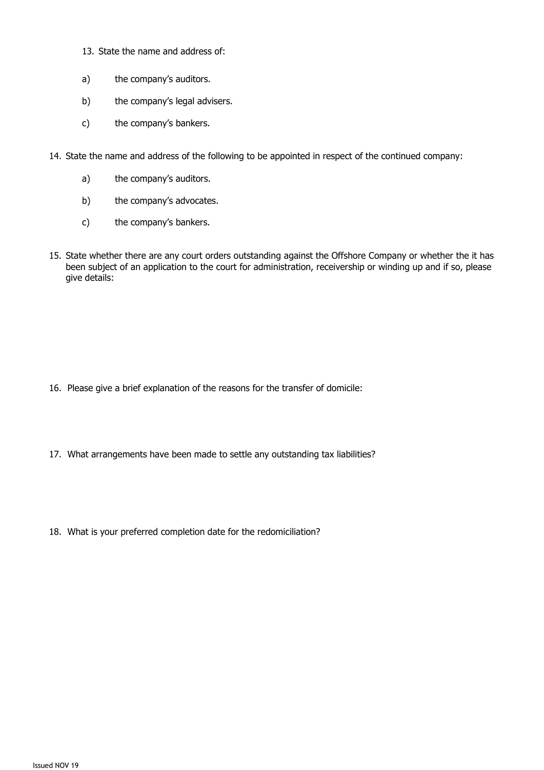13. State the name and address of:

    a) the company's auditors.

    b) the company's legal advisers.

    c) the company's bankers.

14. State the name and address of the following to be appointed in respect of the continued company:

    a) the company's auditors.

    b) the company's advocates.

    c) the company's bankers.

15. State whether there are any court orders outstanding against the Offshore Company or whether the it has been subject of an application to the court for administration, receivership or winding up and if so, please give details:

16. Please give a brief explanation of the reasons for the transfer of domicile:

17. What arrangements have been made to settle any outstanding tax liabilities?

18. What is your preferred completion date for the redomiciliation?

Issued NOV 19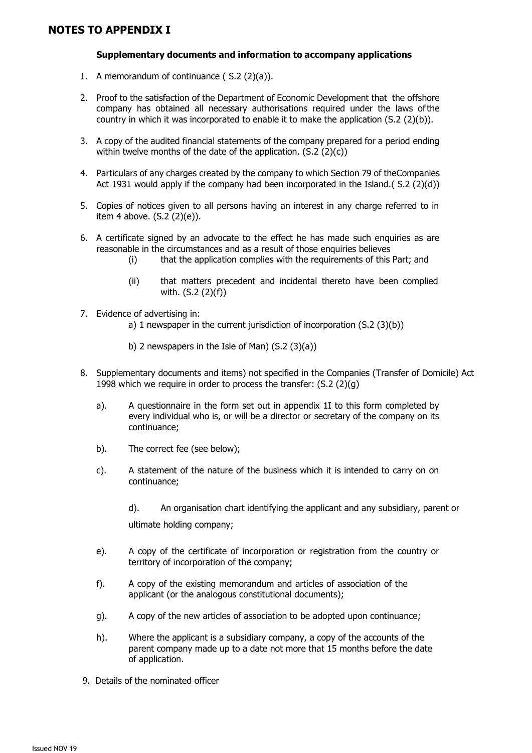## NOTES TO APPENDIX I

**Supplementary documents and information to accompany applications**

1. A memorandum of continuance ( S.2 (2)(a)).
2. Proof to the satisfaction of the Department of Economic Development that the offshore company has obtained all necessary authorisations required under the laws of the country in which it was incorporated to enable it to make the application (S.2 (2)(b)).
3. A copy of the audited financial statements of the company prepared for a period ending within twelve months of the date of the application. (S.2 (2)(c))
4. Particulars of any charges created by the company to which Section 79 of theCompanies Act 1931 would apply if the company had been incorporated in the Island.( S.2 (2)(d))
5. Copies of notices given to all persons having an interest in any charge referred to in item 4 above. (S.2 (2)(e)).
6. A certificate signed by an advocate to the effect he has made such enquiries as are reasonable in the circumstances and as a result of those enquiries believes
   - (i) that the application complies with the requirements of this Part; and
   - (ii) that matters precedent and incidental thereto have been complied with. (S.2 (2)(f))
7. Evidence of advertising in:
   - a) 1 newspaper in the current jurisdiction of incorporation (S.2 (3)(b))
   - b) 2 newspapers in the Isle of Man) (S.2 (3)(a))
8. Supplementary documents and items) not specified in the Companies (Transfer of Domicile) Act 1998 which we require in order to process the transfer: (S.2 (2)(g)
   - a). A questionnaire in the form set out in appendix 1I to this form completed by every individual who is, or will be a director or secretary of the company on its continuance;
   - b). The correct fee (see below);
   - c). A statement of the nature of the business which it is intended to carry on on continuance;
   - d). An organisation chart identifying the applicant and any subsidiary, parent or ultimate holding company;
   - e). A copy of the certificate of incorporation or registration from the country or territory of incorporation of the company;
   - f). A copy of the existing memorandum and articles of association of the applicant (or the analogous constitutional documents);
   - g). A copy of the new articles of association to be adopted upon continuance;
   - h). Where the applicant is a subsidiary company, a copy of the accounts of the parent company made up to a date not more that 15 months before the date of application.
9. Details of the nominated officer

Issued NOV 19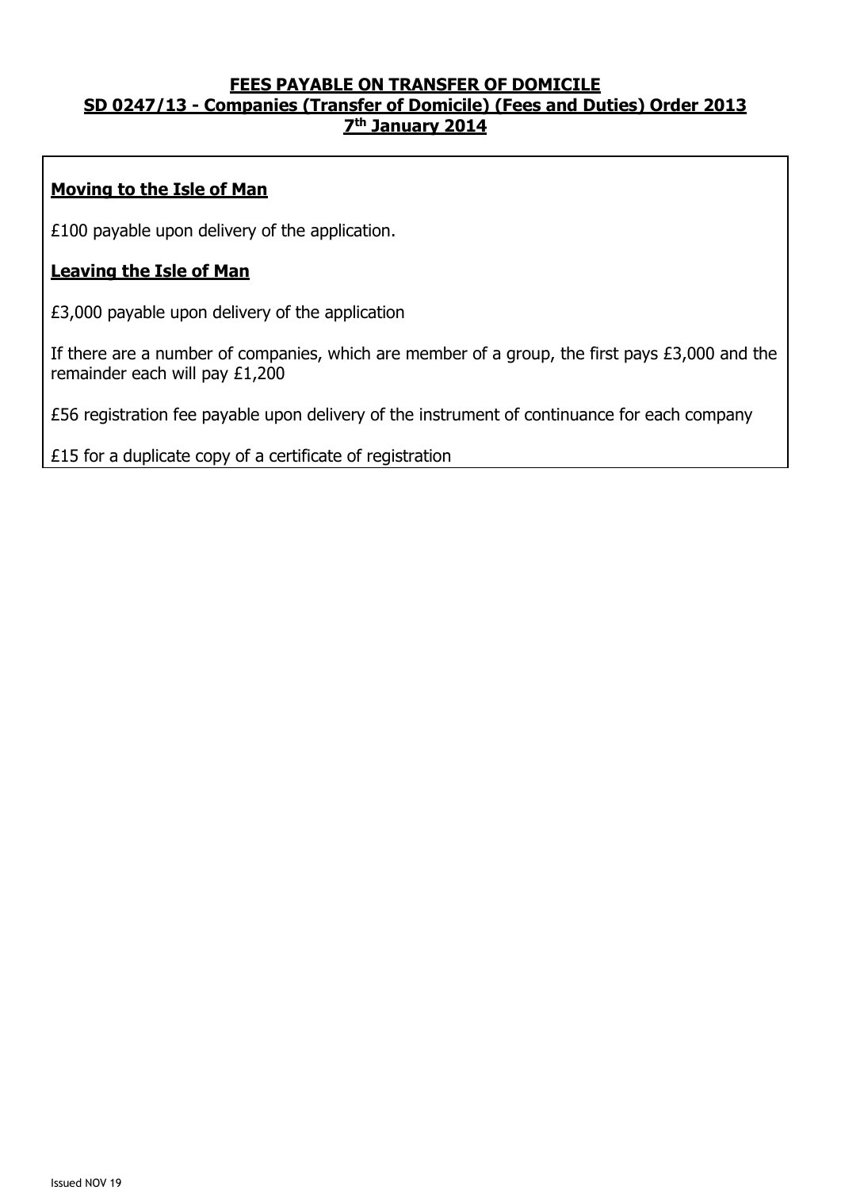**FEES PAYABLE ON TRANSFER OF DOMICILE**
**SD 0247/13 - Companies (Transfer of Domicile) (Fees and Duties) Order 2013**
**7th January 2014**

**Moving to the Isle of Man**

£100 payable upon delivery of the application.

**Leaving the Isle of Man**

£3,000 payable upon delivery of the application

If there are a number of companies, which are member of a group, the first pays £3,000 and the remainder each will pay £1,200

£56 registration fee payable upon delivery of the instrument of continuance for each company

£15 for a duplicate copy of a certificate of registration

Issued NOV 19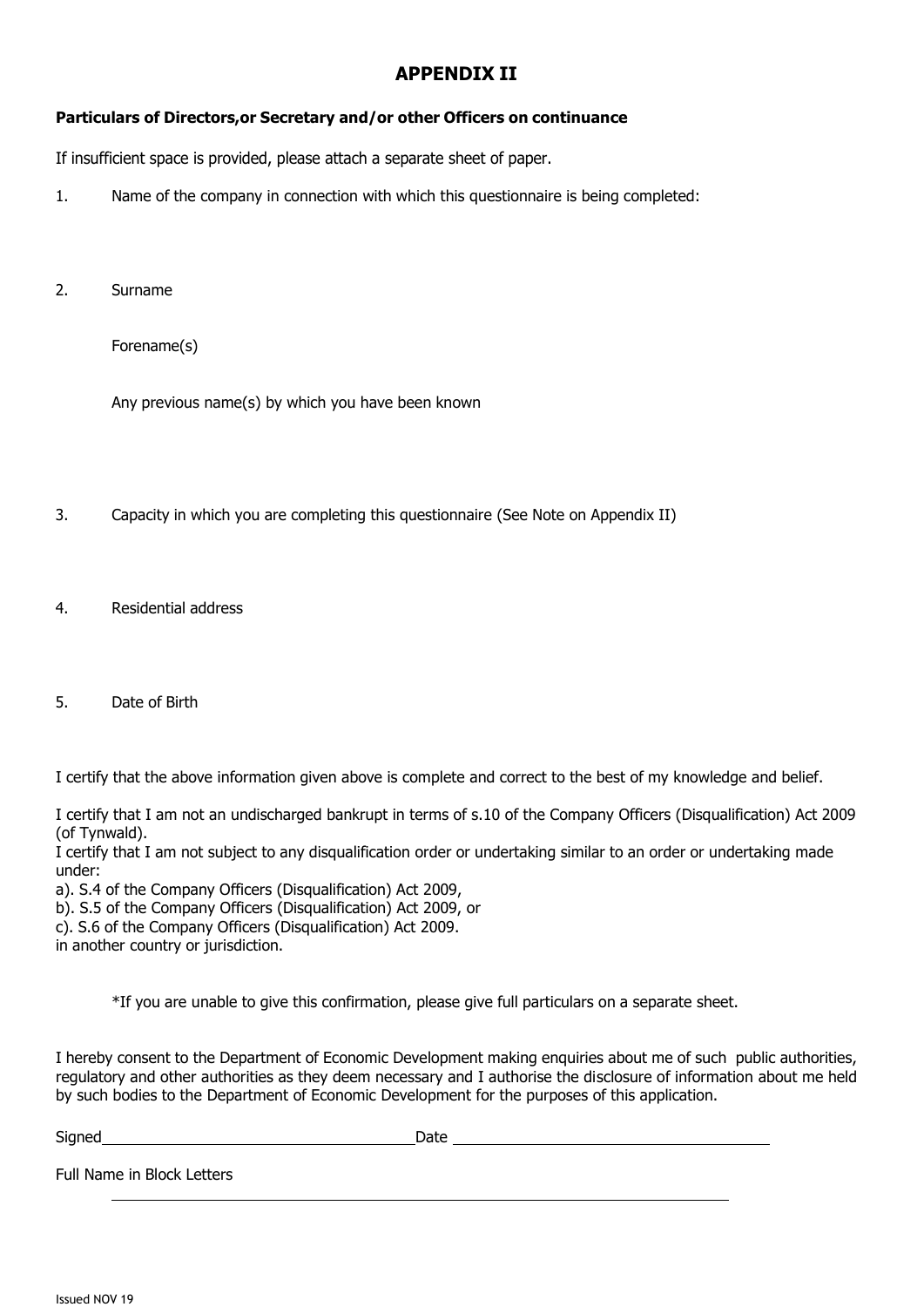# APPENDIX II

**Particulars of Directors,or Secretary and/or other Officers on continuance**

If insufficient space is provided, please attach a separate sheet of paper.

1. Name of the company in connection with which this questionnaire is being completed:

2. Surname

   Forename(s)

   Any previous name(s) by which you have been known

3. Capacity in which you are completing this questionnaire (See Note on Appendix II)

4. Residential address

5. Date of Birth

I certify that the above information given above is complete and correct to the best of my knowledge and belief.

I certify that I am not an undischarged bankrupt in terms of s.10 of the Company Officers (Disqualification) Act 2009 (of Tynwald).
I certify that I am not subject to any disqualification order or undertaking similar to an order or undertaking made under:
a). S.4 of the Company Officers (Disqualification) Act 2009,
b). S.5 of the Company Officers (Disqualification) Act 2009, or
c). S.6 of the Company Officers (Disqualification) Act 2009.
in another country or jurisdiction.

*If you are unable to give this confirmation, please give full particulars on a separate sheet.

I hereby consent to the Department of Economic Development making enquiries about me of such public authorities, regulatory and other authorities as they deem necessary and I authorise the disclosure of information about me held by such bodies to the Department of Economic Development for the purposes of this application.

Signed\_\_\_\_\_\_\_\_\_\_\_\_\_\_\_\_\_\_\_\_\_\_\_\_\_\_\_\_\_\_\_\_ Date \_\_\_\_\_\_\_\_\_\_\_\_\_\_\_\_\_\_\_\_\_\_\_\_\_\_\_\_\_\_\_\_

Full Name in Block Letters

\_\_\_\_\_\_\_\_\_\_\_\_\_\_\_\_\_\_\_\_\_\_\_\_\_\_\_\_\_\_\_\_\_\_\_\_\_\_\_\_\_\_\_\_\_\_\_\_\_\_\_\_\_\_\_\_\_\_\_\_\_\_

Issued NOV 19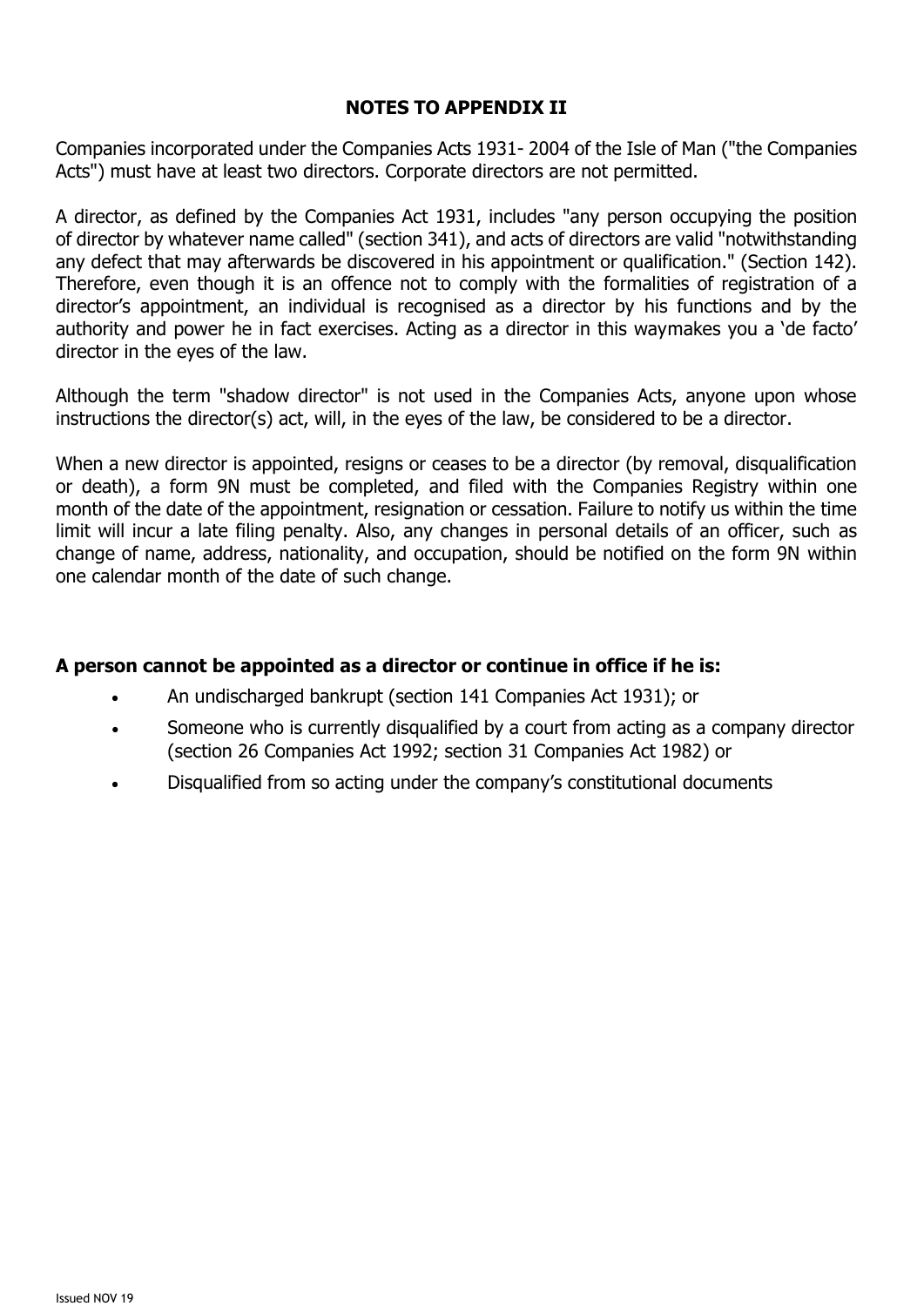## NOTES TO APPENDIX II

Companies incorporated under the Companies Acts 1931- 2004 of the Isle of Man ("the Companies Acts") must have at least two directors. Corporate directors are not permitted.

A director, as defined by the Companies Act 1931, includes "any person occupying the position of director by whatever name called" (section 341), and acts of directors are valid "notwithstanding any defect that may afterwards be discovered in his appointment or qualification." (Section 142). Therefore, even though it is an offence not to comply with the formalities of registration of a director's appointment, an individual is recognised as a director by his functions and by the authority and power he in fact exercises. Acting as a director in this waymakes you a 'de facto' director in the eyes of the law.

Although the term "shadow director" is not used in the Companies Acts, anyone upon whose instructions the director(s) act, will, in the eyes of the law, be considered to be a director.

When a new director is appointed, resigns or ceases to be a director (by removal, disqualification or death), a form 9N must be completed, and filed with the Companies Registry within one month of the date of the appointment, resignation or cessation. Failure to notify us within the time limit will incur a late filing penalty. Also, any changes in personal details of an officer, such as change of name, address, nationality, and occupation, should be notified on the form 9N within one calendar month of the date of such change.

**A person cannot be appointed as a director or continue in office if he is:**

- An undischarged bankrupt (section 141 Companies Act 1931); or
- Someone who is currently disqualified by a court from acting as a company director (section 26 Companies Act 1992; section 31 Companies Act 1982) or
- Disqualified from so acting under the company's constitutional documents

Issued NOV 19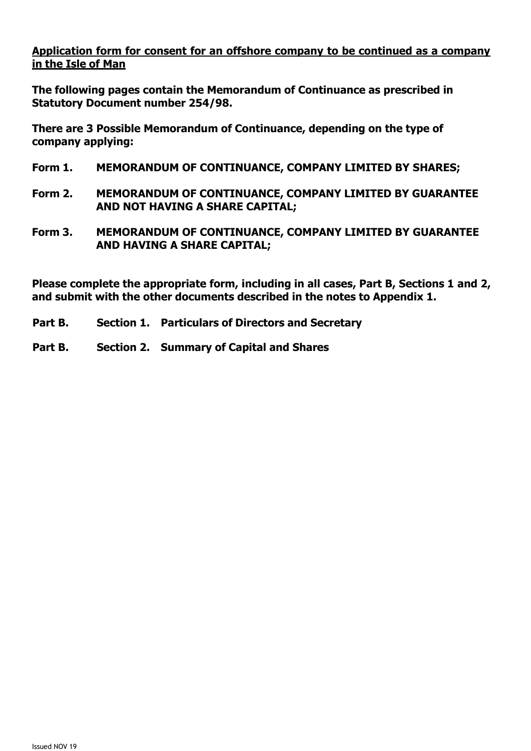**Application form for consent for an offshore company to be continued as a company in the Isle of Man**

**The following pages contain the Memorandum of Continuance as prescribed in Statutory Document number 254/98.**

**There are 3 Possible Memorandum of Continuance, depending on the type of company applying:**

**Form 1.** **MEMORANDUM OF CONTINUANCE, COMPANY LIMITED BY SHARES;**

**Form 2.** **MEMORANDUM OF CONTINUANCE, COMPANY LIMITED BY GUARANTEE AND NOT HAVING A SHARE CAPITAL;**

**Form 3.** **MEMORANDUM OF CONTINUANCE, COMPANY LIMITED BY GUARANTEE AND HAVING A SHARE CAPITAL;**

**Please complete the appropriate form, including in all cases, Part B, Sections 1 and 2, and submit with the other documents described in the notes to Appendix 1.**

**Part B.** **Section 1.** **Particulars of Directors and Secretary**

**Part B.** **Section 2.** **Summary of Capital and Shares**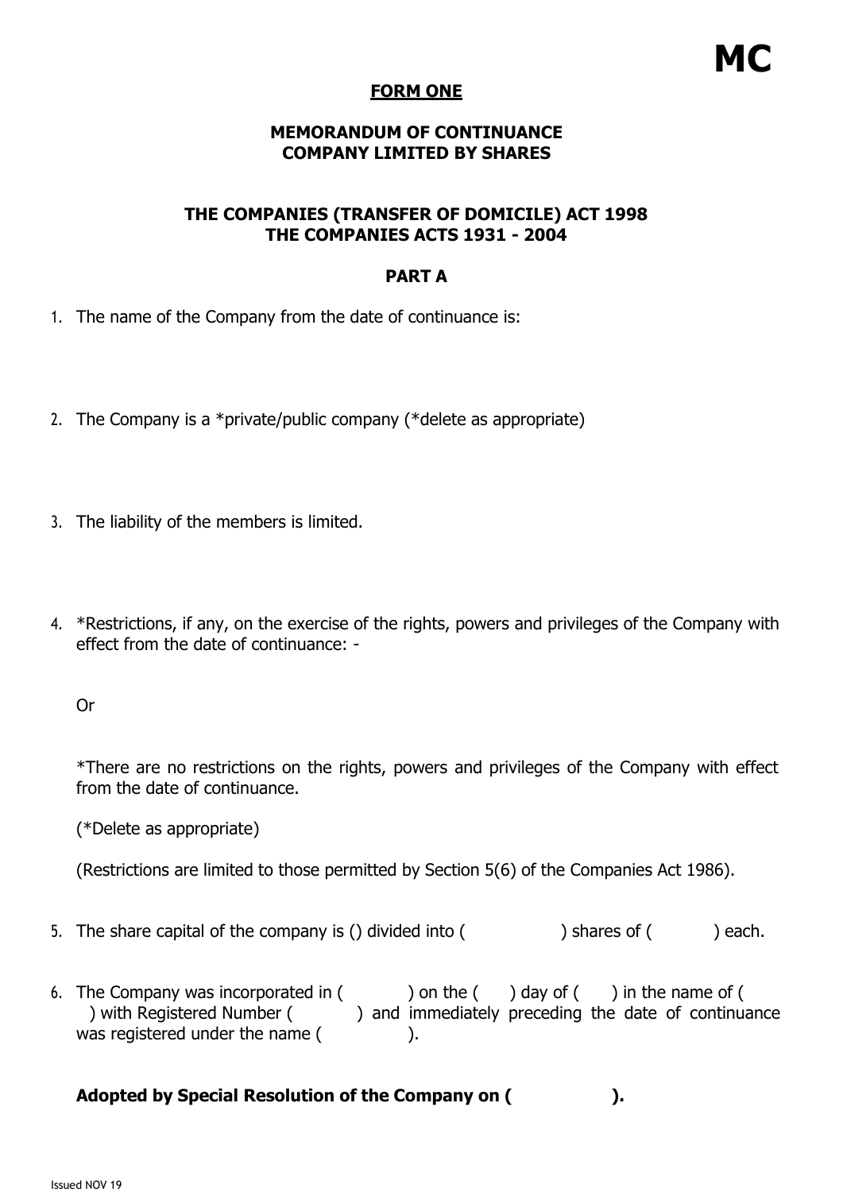**MC**

## FORM ONE

### MEMORANDUM OF CONTINUANCE
### COMPANY LIMITED BY SHARES

### THE COMPANIES (TRANSFER OF DOMICILE) ACT 1998
### THE COMPANIES ACTS 1931 - 2004

### PART A

1. The name of the Company from the date of continuance is:

2. The Company is a *private/public company (*delete as appropriate)

3. The liability of the members is limited.

4. *Restrictions, if any, on the exercise of the rights, powers and privileges of the Company with effect from the date of continuance: -

   Or

   *There are no restrictions on the rights, powers and privileges of the Company with effect from the date of continuance.

   (*Delete as appropriate)

   (Restrictions are limited to those permitted by Section 5(6) of the Companies Act 1986).

5. The share capital of the company is () divided into ( ) shares of ( ) each.

6. The Company was incorporated in ( ) on the ( ) day of ( ) in the name of ( ) with Registered Number ( ) and immediately preceding the date of continuance was registered under the name ( ).

**Adopted by Special Resolution of the Company on ( ).**

Issued NOV 19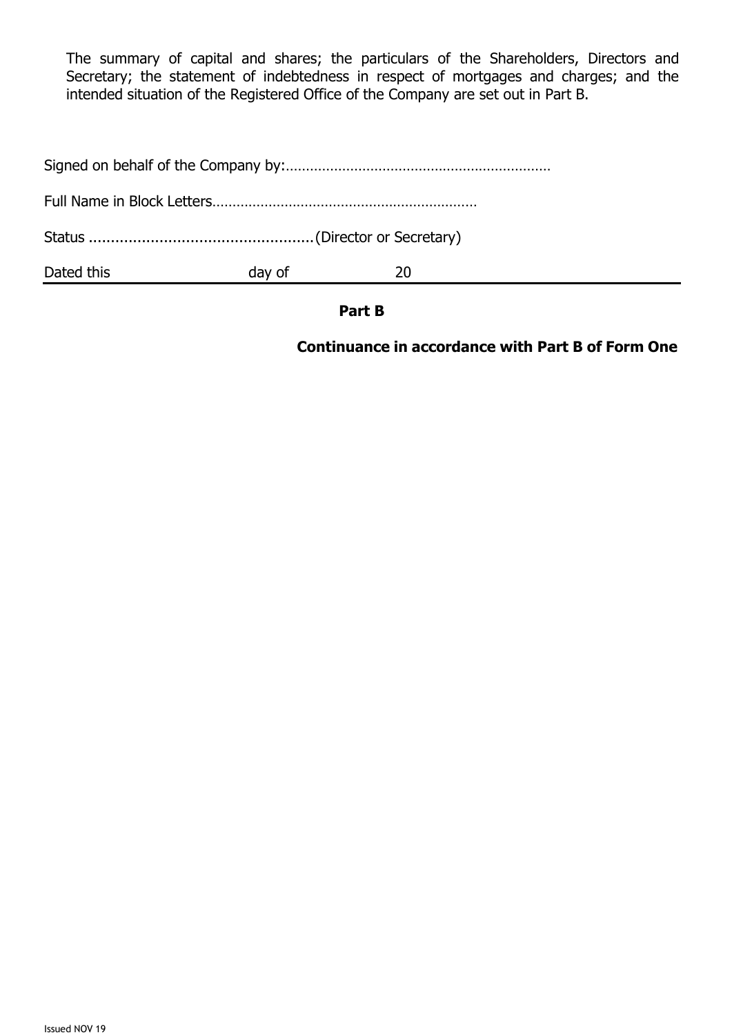The summary of capital and shares; the particulars of the Shareholders, Directors and Secretary; the statement of indebtedness in respect of mortgages and charges; and the intended situation of the Registered Office of the Company are set out in Part B.

Signed on behalf of the Company by:…………………………………………………………

Full Name in Block Letters…………………………………………………………

Status ....................................................(Director or Secretary)

Dated this                day of                20

---

**Part B**

**Continuance in accordance with Part B of Form One**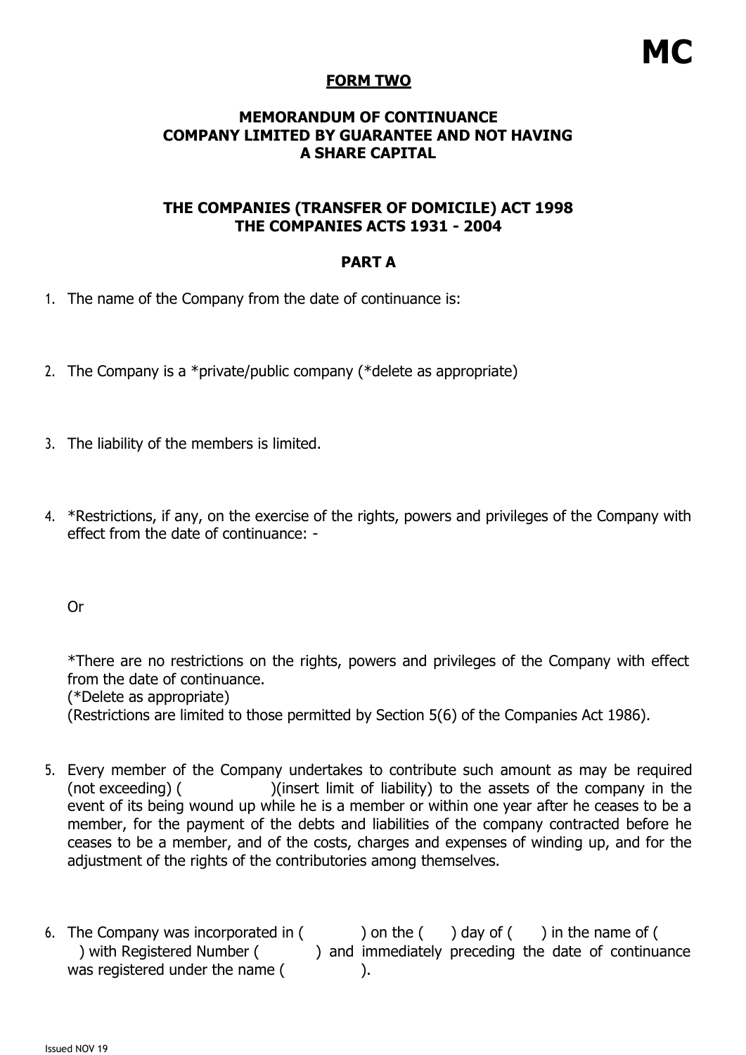**MC**

**FORM TWO**

**MEMORANDUM OF CONTINUANCE**
**COMPANY LIMITED BY GUARANTEE AND NOT HAVING A SHARE CAPITAL**

**THE COMPANIES (TRANSFER OF DOMICILE) ACT 1998**
**THE COMPANIES ACTS 1931 - 2004**

**PART A**

1. The name of the Company from the date of continuance is:

2. The Company is a *private/public company (*delete as appropriate)

3. The liability of the members is limited.

4. *Restrictions, if any, on the exercise of the rights, powers and privileges of the Company with effect from the date of continuance: -

   Or

   *There are no restrictions on the rights, powers and privileges of the Company with effect from the date of continuance.
   (*Delete as appropriate)
   (Restrictions are limited to those permitted by Section 5(6) of the Companies Act 1986).

5. Every member of the Company undertakes to contribute such amount as may be required (not exceeding) (                )(insert limit of liability) to the assets of the company in the event of its being wound up while he is a member or within one year after he ceases to be a member, for the payment of the debts and liabilities of the company contracted before he ceases to be a member, and of the costs, charges and expenses of winding up, and for the adjustment of the rights of the contributories among themselves.

6. The Company was incorporated in (          ) on the (     ) day of (     ) in the name of (          ) with Registered Number (          ) and immediately preceding the date of continuance was registered under the name (          ).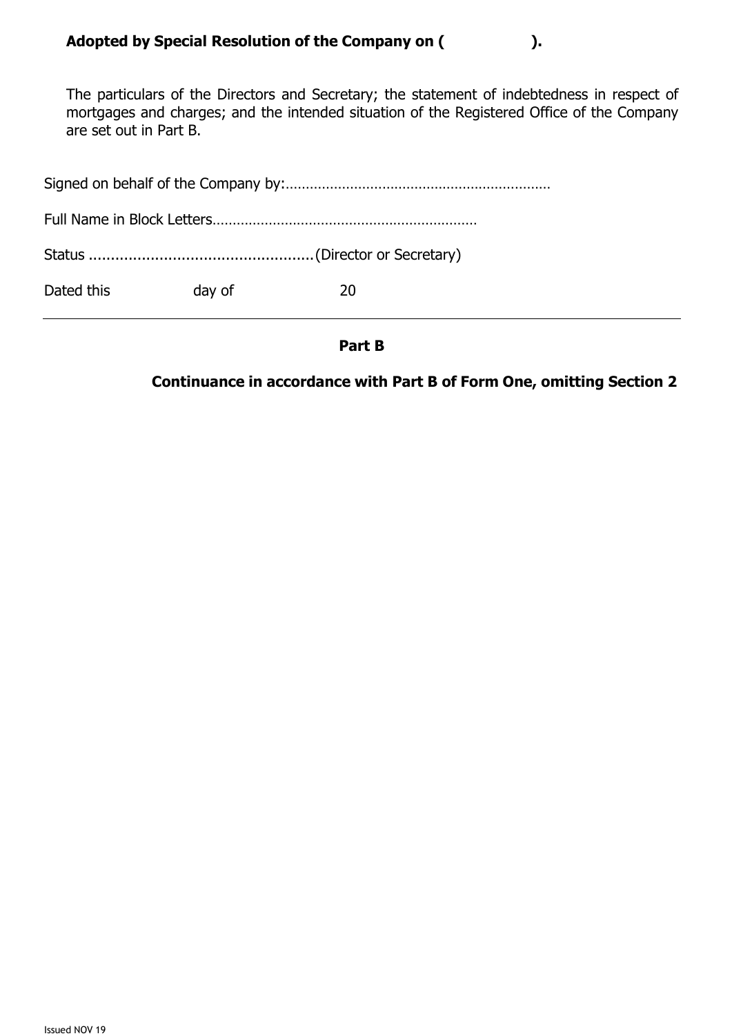**Adopted by Special Resolution of the Company on (                    ).**

The particulars of the Directors and Secretary; the statement of indebtedness in respect of mortgages and charges; and the intended situation of the Registered Office of the Company are set out in Part B.

Signed on behalf of the Company by:…………………………………………………………

Full Name in Block Letters…………………………………………………………

Status ....................................................(Director or Secretary)

Dated this                    day of                    20

---

**Part B**

**Continuance in accordance with Part B of Form One, omitting Section 2**

Issued NOV 19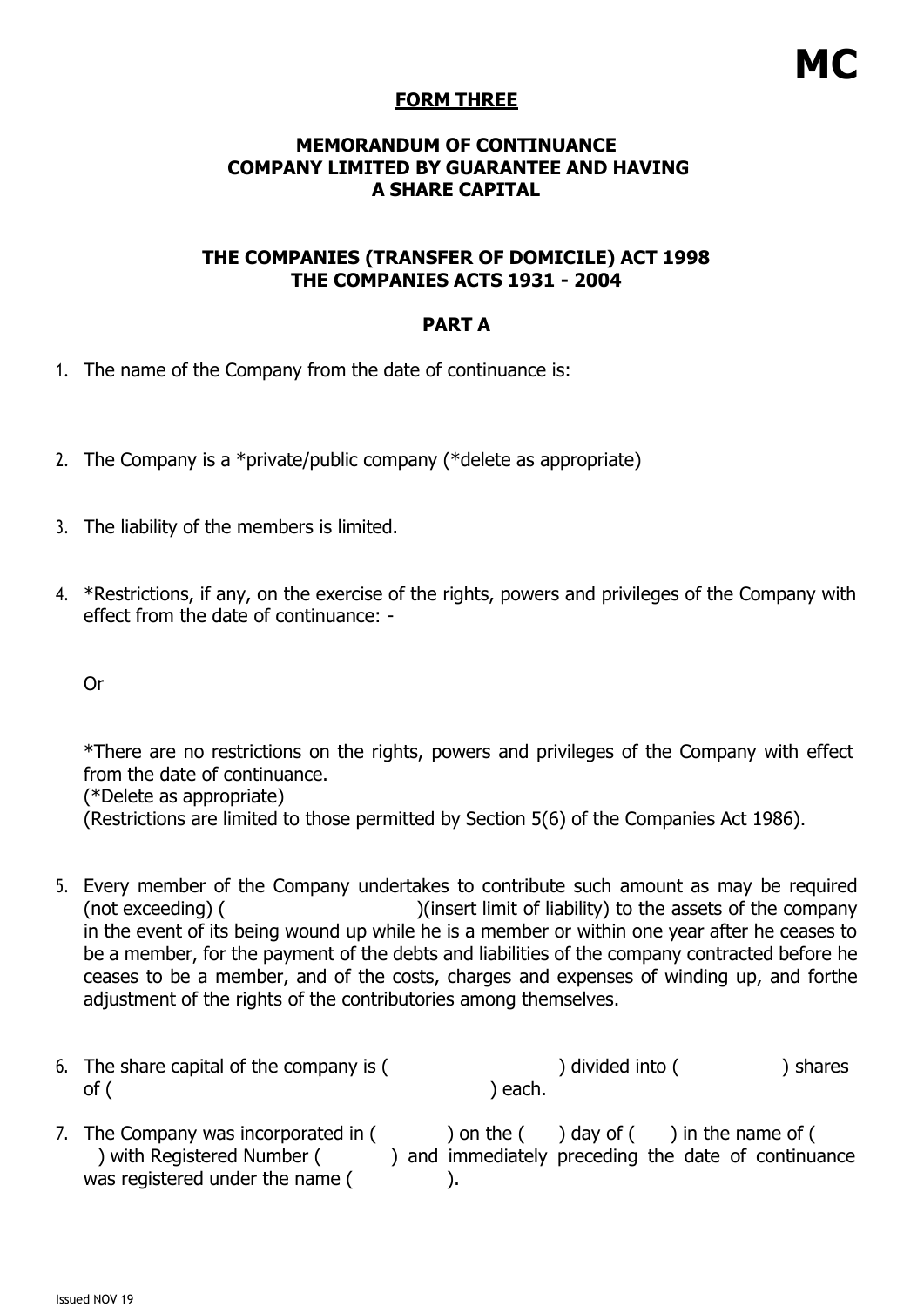**MC**

## FORM THREE

## MEMORANDUM OF CONTINUANCE COMPANY LIMITED BY GUARANTEE AND HAVING A SHARE CAPITAL

## THE COMPANIES (TRANSFER OF DOMICILE) ACT 1998 THE COMPANIES ACTS 1931 - 2004

## PART A

1. The name of the Company from the date of continuance is:

2. The Company is a *private/public company (*delete as appropriate)

3. The liability of the members is limited.

4. *Restrictions, if any, on the exercise of the rights, powers and privileges of the Company with effect from the date of continuance: -

   Or

   *There are no restrictions on the rights, powers and privileges of the Company with effect from the date of continuance.
   (*Delete as appropriate)
   (Restrictions are limited to those permitted by Section 5(6) of the Companies Act 1986).

5. Every member of the Company undertakes to contribute such amount as may be required (not exceeding) ( )(insert limit of liability) to the assets of the company in the event of its being wound up while he is a member or within one year after he ceases to be a member, for the payment of the debts and liabilities of the company contracted before he ceases to be a member, and of the costs, charges and expenses of winding up, and forthe adjustment of the rights of the contributories among themselves.

6. The share capital of the company is ( ) divided into ( ) shares of ( ) each.

7. The Company was incorporated in ( ) on the ( ) day of ( ) in the name of ( ) with Registered Number ( ) and immediately preceding the date of continuance was registered under the name ( ).

Issued NOV 19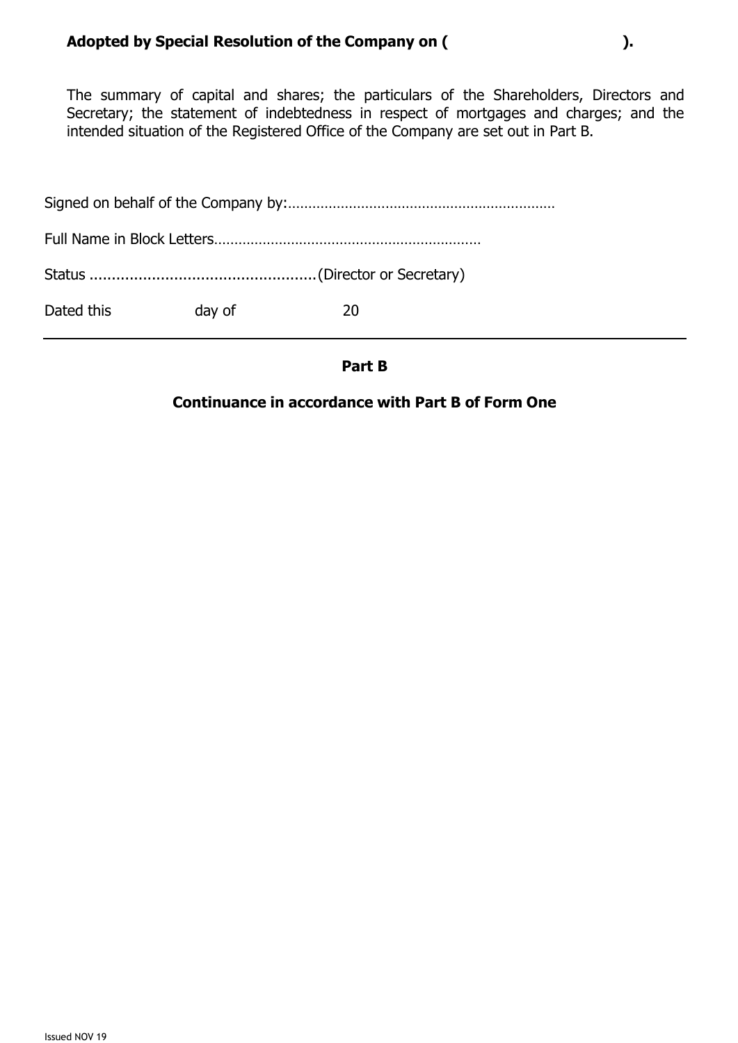**Adopted by Special Resolution of the Company on (                              ).**

The summary of capital and shares; the particulars of the Shareholders, Directors and Secretary; the statement of indebtedness in respect of mortgages and charges; and the intended situation of the Registered Office of the Company are set out in Part B.

Signed on behalf of the Company by:…………………………………………………………

Full Name in Block Letters…………………………………………………………

Status ....................................................(Director or Secretary)

Dated this                    day of                    20

---

**Part B**

**Continuance in accordance with Part B of Form One**

Issued NOV 19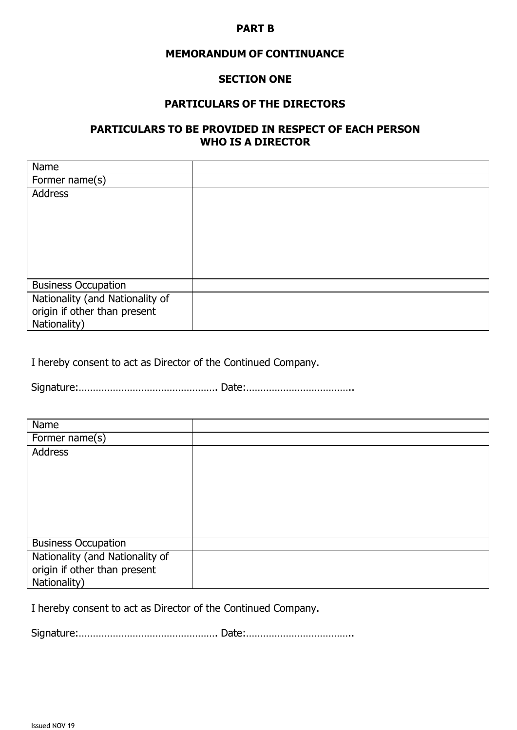**PART B**

**MEMORANDUM OF CONTINUANCE**

**SECTION ONE**

**PARTICULARS OF THE DIRECTORS**

**PARTICULARS TO BE PROVIDED IN RESPECT OF EACH PERSON WHO IS A DIRECTOR**

| Name | |
|---|---|
| Former name(s) | |
| Address | |
| Business Occupation | |
| Nationality (and Nationality of origin if other than present Nationality) | |

I hereby consent to act as Director of the Continued Company.

Signature:…………………………………………. Date:……………………………….

| Name | |
|---|---|
| Former name(s) | |
| Address | |
| Business Occupation | |
| Nationality (and Nationality of origin if other than present Nationality) | |

I hereby consent to act as Director of the Continued Company.

Signature:…………………………………………. Date:……………………………….

Issued NOV 19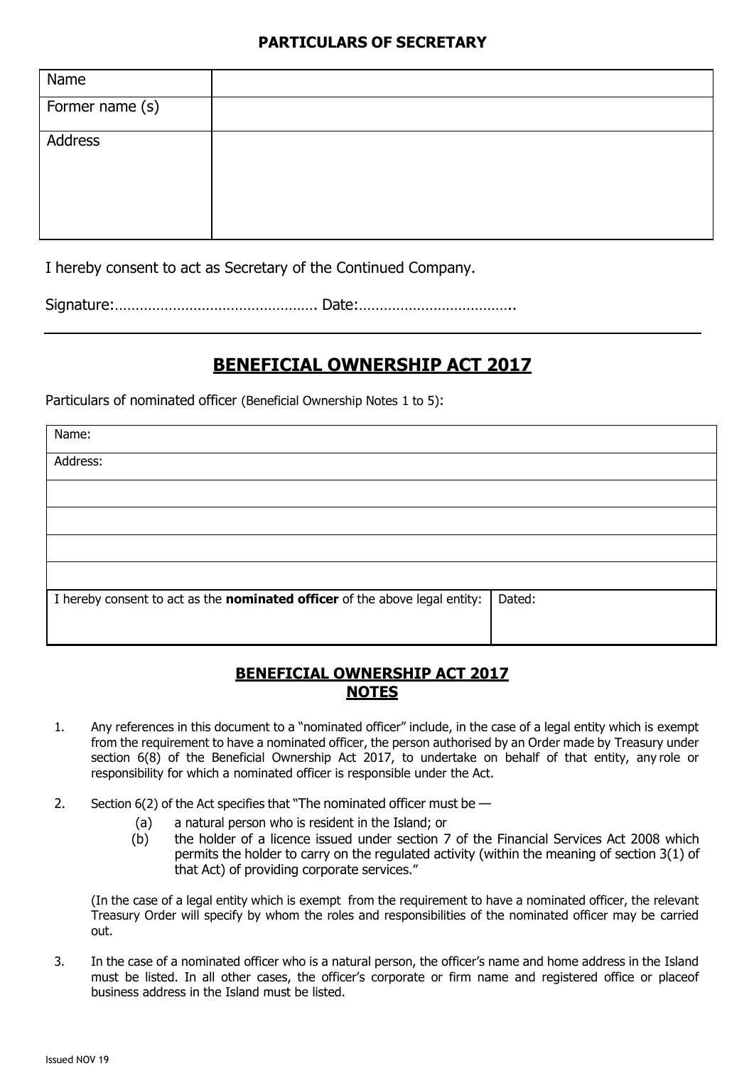## PARTICULARS OF SECRETARY

| Name | |
|---|---|
| Former name (s) | |
| Address | |

I hereby consent to act as Secretary of the Continued Company.

Signature:…………………………………………. Date:………………………………..

---

## BENEFICIAL OWNERSHIP ACT 2017

Particulars of nominated officer (Beneficial Ownership Notes 1 to 5):

| Name: | |
|---|---|
| Address: | |
| | |
| | |
| | |
| | |
| I hereby consent to act as the **nominated officer** of the above legal entity: | Dated: |

## BENEFICIAL OWNERSHIP ACT 2017 NOTES

1. Any references in this document to a "nominated officer" include, in the case of a legal entity which is exempt from the requirement to have a nominated officer, the person authorised by an Order made by Treasury under section 6(8) of the Beneficial Ownership Act 2017, to undertake on behalf of that entity, any role or responsibility for which a nominated officer is responsible under the Act.

2. Section 6(2) of the Act specifies that "The nominated officer must be —
   (a) a natural person who is resident in the Island; or
   (b) the holder of a licence issued under section 7 of the Financial Services Act 2008 which permits the holder to carry on the regulated activity (within the meaning of section 3(1) of that Act) of providing corporate services."

   (In the case of a legal entity which is exempt from the requirement to have a nominated officer, the relevant Treasury Order will specify by whom the roles and responsibilities of the nominated officer may be carried out.

3. In the case of a nominated officer who is a natural person, the officer's name and home address in the Island must be listed. In all other cases, the officer's corporate or firm name and registered office or placeof business address in the Island must be listed.

Issued NOV 19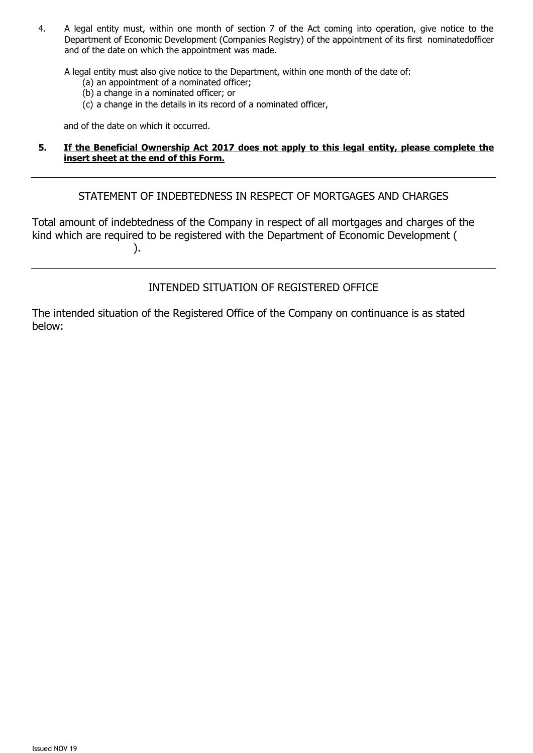4. A legal entity must, within one month of section 7 of the Act coming into operation, give notice to the Department of Economic Development (Companies Registry) of the appointment of its first nominatedofficer and of the date on which the appointment was made.

   A legal entity must also give notice to the Department, within one month of the date of:
   - (a) an appointment of a nominated officer;
   - (b) a change in a nominated officer; or
   - (c) a change in the details in its record of a nominated officer,

   and of the date on which it occurred.

5. **If the Beneficial Ownership Act 2017 does not apply to this legal entity, please complete the insert sheet at the end of this Form.**

---

STATEMENT OF INDEBTEDNESS IN RESPECT OF MORTGAGES AND CHARGES

Total amount of indebtedness of the Company in respect of all mortgages and charges of the kind which are required to be registered with the Department of Economic Development ( ).

---

INTENDED SITUATION OF REGISTERED OFFICE

The intended situation of the Registered Office of the Company on continuance is as stated below:

Issued NOV 19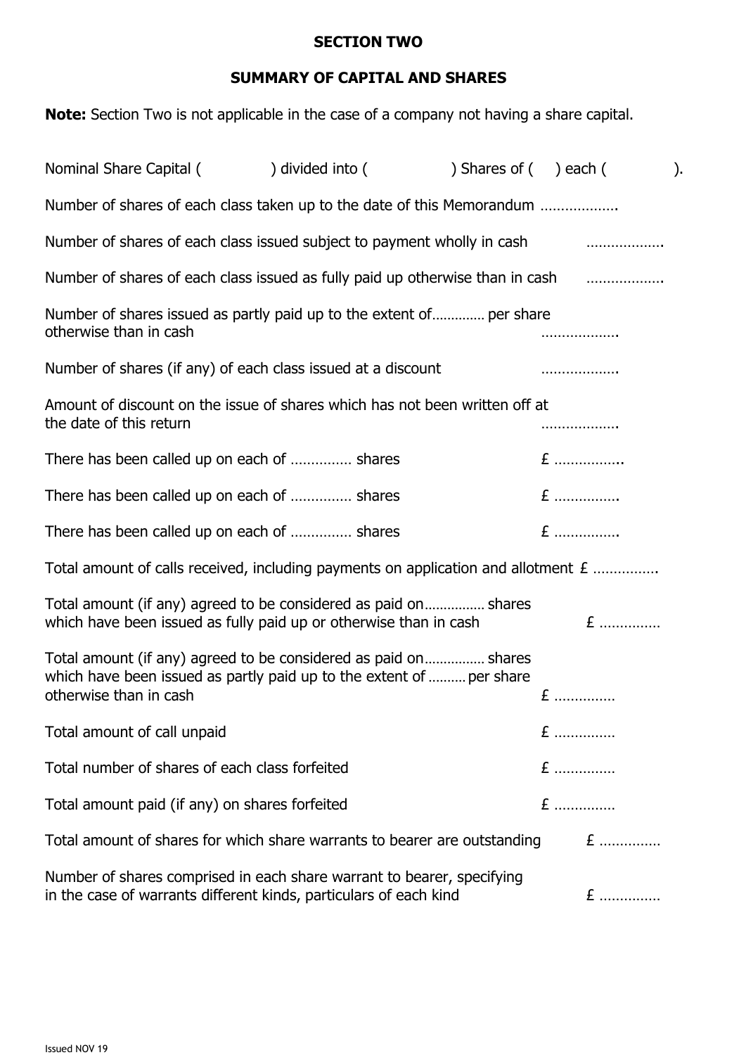**SECTION TWO**

**SUMMARY OF CAPITAL AND SHARES**

**Note:** Section Two is not applicable in the case of a company not having a share capital.

Nominal Share Capital ( ) divided into ( ) Shares of ( ) each ( ).

Number of shares of each class taken up to the date of this Memorandum ……………….

Number of shares of each class issued subject to payment wholly in cash ……………….

Number of shares of each class issued as fully paid up otherwise than in cash ……………….

Number of shares issued as partly paid up to the extent of…………. per share otherwise than in cash ……………….

Number of shares (if any) of each class issued at a discount ……………….

Amount of discount on the issue of shares which has not been written off at the date of this return ……………….

There has been called up on each of …………… shares £ ……………..

There has been called up on each of …………… shares £ …………….

There has been called up on each of …………… shares £ …………….

Total amount of calls received, including payments on application and allotment £ …………….

Total amount (if any) agreed to be considered as paid on……………. shares which have been issued as fully paid up or otherwise than in cash £ ……………

Total amount (if any) agreed to be considered as paid on……………. shares which have been issued as partly paid up to the extent of ………. per share otherwise than in cash £ ……………

Total amount of call unpaid £ ……………

Total number of shares of each class forfeited £ ……………

Total amount paid (if any) on shares forfeited £ ……………

Total amount of shares for which share warrants to bearer are outstanding £ ……………

Number of shares comprised in each share warrant to bearer, specifying in the case of warrants different kinds, particulars of each kind £ ……………

Issued NOV 19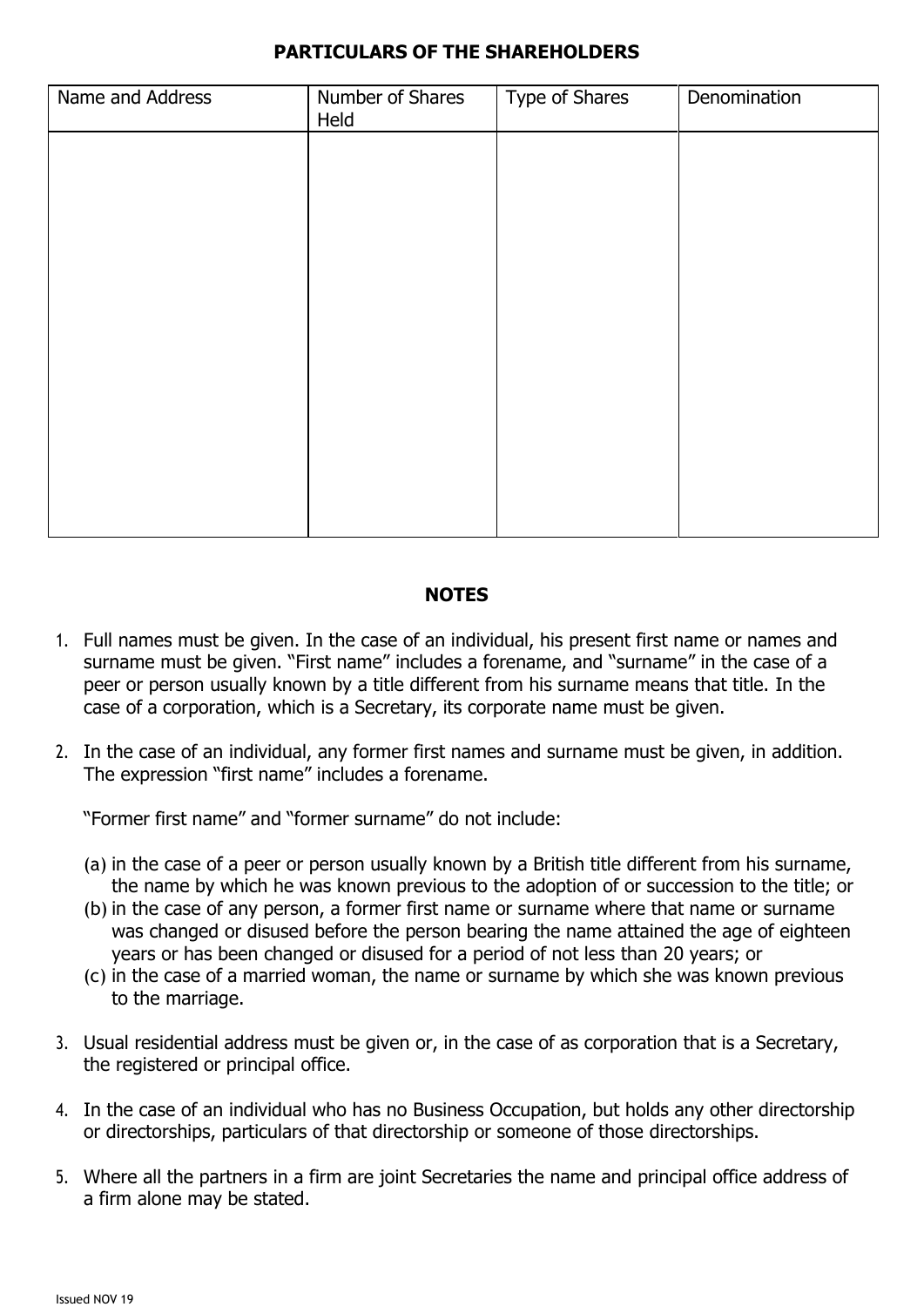## PARTICULARS OF THE SHAREHOLDERS

| Name and Address | Number of Shares Held | Type of Shares | Denomination |
| --- | --- | --- | --- |
| | | | |

## NOTES

1. Full names must be given. In the case of an individual, his present first name or names and surname must be given. "First name" includes a forename, and "surname" in the case of a peer or person usually known by a title different from his surname means that title. In the case of a corporation, which is a Secretary, its corporate name must be given.

2. In the case of an individual, any former first names and surname must be given, in addition. The expression "first name" includes a forename.

   "Former first name" and "former surname" do not include:

   (a) in the case of a peer or person usually known by a British title different from his surname, the name by which he was known previous to the adoption of or succession to the title; or
   (b) in the case of any person, a former first name or surname where that name or surname was changed or disused before the person bearing the name attained the age of eighteen years or has been changed or disused for a period of not less than 20 years; or
   (c) in the case of a married woman, the name or surname by which she was known previous to the marriage.

3. Usual residential address must be given or, in the case of as corporation that is a Secretary, the registered or principal office.

4. In the case of an individual who has no Business Occupation, but holds any other directorship or directorships, particulars of that directorship or someone of those directorships.

5. Where all the partners in a firm are joint Secretaries the name and principal office address of a firm alone may be stated.

Issued NOV 19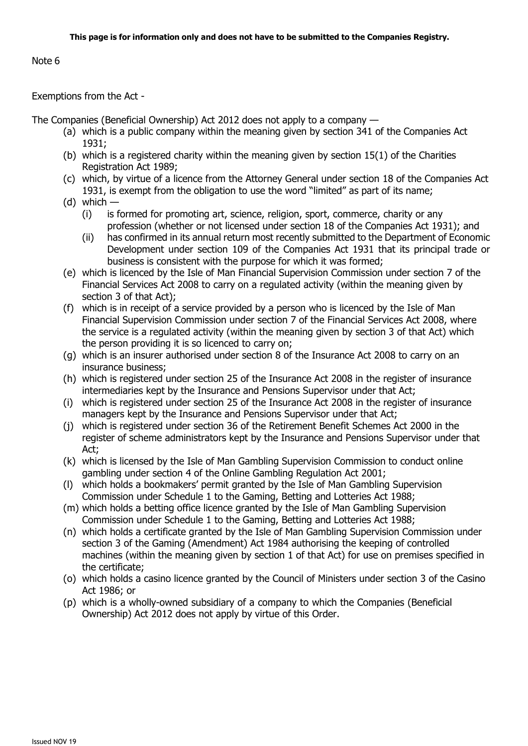**This page is for information only and does not have to be submitted to the Companies Registry.**

Note 6

Exemptions from the Act -

The Companies (Beneficial Ownership) Act 2012 does not apply to a company —

(a) which is a public company within the meaning given by section 341 of the Companies Act 1931;

(b) which is a registered charity within the meaning given by section 15(1) of the Charities Registration Act 1989;

(c) which, by virtue of a licence from the Attorney General under section 18 of the Companies Act 1931, is exempt from the obligation to use the word "limited" as part of its name;

(d) which —

  (i) is formed for promoting art, science, religion, sport, commerce, charity or any profession (whether or not licensed under section 18 of the Companies Act 1931); and

  (ii) has confirmed in its annual return most recently submitted to the Department of Economic Development under section 109 of the Companies Act 1931 that its principal trade or business is consistent with the purpose for which it was formed;

(e) which is licenced by the Isle of Man Financial Supervision Commission under section 7 of the Financial Services Act 2008 to carry on a regulated activity (within the meaning given by section 3 of that Act);

(f) which is in receipt of a service provided by a person who is licenced by the Isle of Man Financial Supervision Commission under section 7 of the Financial Services Act 2008, where the service is a regulated activity (within the meaning given by section 3 of that Act) which the person providing it is so licenced to carry on;

(g) which is an insurer authorised under section 8 of the Insurance Act 2008 to carry on an insurance business;

(h) which is registered under section 25 of the Insurance Act 2008 in the register of insurance intermediaries kept by the Insurance and Pensions Supervisor under that Act;

(i) which is registered under section 25 of the Insurance Act 2008 in the register of insurance managers kept by the Insurance and Pensions Supervisor under that Act;

(j) which is registered under section 36 of the Retirement Benefit Schemes Act 2000 in the register of scheme administrators kept by the Insurance and Pensions Supervisor under that Act;

(k) which is licensed by the Isle of Man Gambling Supervision Commission to conduct online gambling under section 4 of the Online Gambling Regulation Act 2001;

(l) which holds a bookmakers' permit granted by the Isle of Man Gambling Supervision Commission under Schedule 1 to the Gaming, Betting and Lotteries Act 1988;

(m) which holds a betting office licence granted by the Isle of Man Gambling Supervision Commission under Schedule 1 to the Gaming, Betting and Lotteries Act 1988;

(n) which holds a certificate granted by the Isle of Man Gambling Supervision Commission under section 3 of the Gaming (Amendment) Act 1984 authorising the keeping of controlled machines (within the meaning given by section 1 of that Act) for use on premises specified in the certificate;

(o) which holds a casino licence granted by the Council of Ministers under section 3 of the Casino Act 1986; or

(p) which is a wholly-owned subsidiary of a company to which the Companies (Beneficial Ownership) Act 2012 does not apply by virtue of this Order.

Issued NOV 19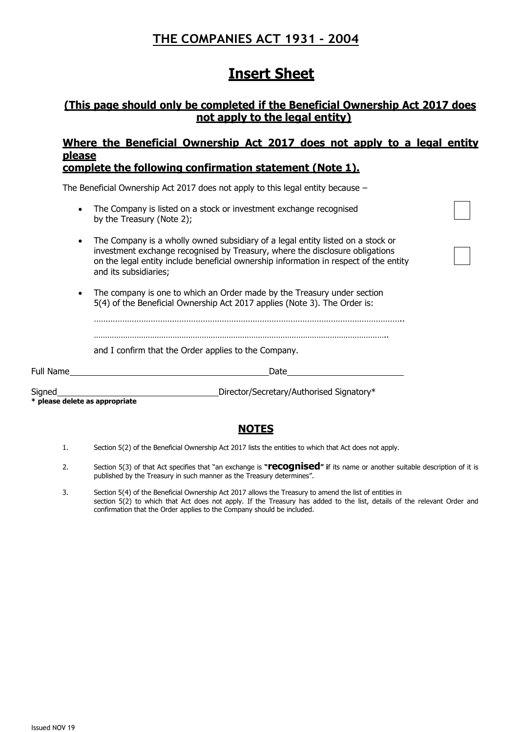# THE COMPANIES ACT 1931 - 2004

## Insert Sheet

### (This page should only be completed if the Beneficial Ownership Act 2017 does not apply to the legal entity)

### Where the Beneficial Ownership Act 2017 does not apply to a legal entity please complete the following confirmation statement (Note 1).

The Beneficial Ownership Act 2017 does not apply to this legal entity because –

- The Company is listed on a stock or investment exchange recognised by the Treasury (Note 2); ☐
- The Company is a wholly owned subsidiary of a legal entity listed on a stock or investment exchange recognised by Treasury, where the disclosure obligations on the legal entity include beneficial ownership information in respect of the entity and its subsidiaries; ☐
- The company is one to which an Order made by the Treasury under section 5(4) of the Beneficial Ownership Act 2017 applies (Note 3). The Order is:

  ……………………………………………………………………………………………………………………..

  …………………………………………………………………………………………………………………..

  and I confirm that the Order applies to the Company.

Full Name\_\_\_\_\_\_\_\_\_\_\_\_\_\_\_\_\_\_\_\_\_\_\_\_\_\_\_\_\_\_\_\_\_\_\_\_\_\_\_\_ Date\_\_\_\_\_\_\_\_\_\_\_\_\_\_\_\_\_\_\_\_\_\_\_\_

Signed\_\_\_\_\_\_\_\_\_\_\_\_\_\_\_\_\_\_\_\_\_\_\_\_\_\_\_\_\_\_\_\_\_ Director/Secretary/Authorised Signatory*

**\* please delete as appropriate**

## NOTES

1. Section 5(2) of the Beneficial Ownership Act 2017 lists the entities to which that Act does not apply.
2. Section 5(3) of that Act specifies that "an exchange is **"recognised"** if its name or another suitable description of it is published by the Treasury in such manner as the Treasury determines".
3. Section 5(4) of the Beneficial Ownership Act 2017 allows the Treasury to amend the list of entities in section 5(2) to which that Act does not apply. If the Treasury has added to the list, details of the relevant Order and confirmation that the Order applies to the Company should be included.

Issued NOV 19